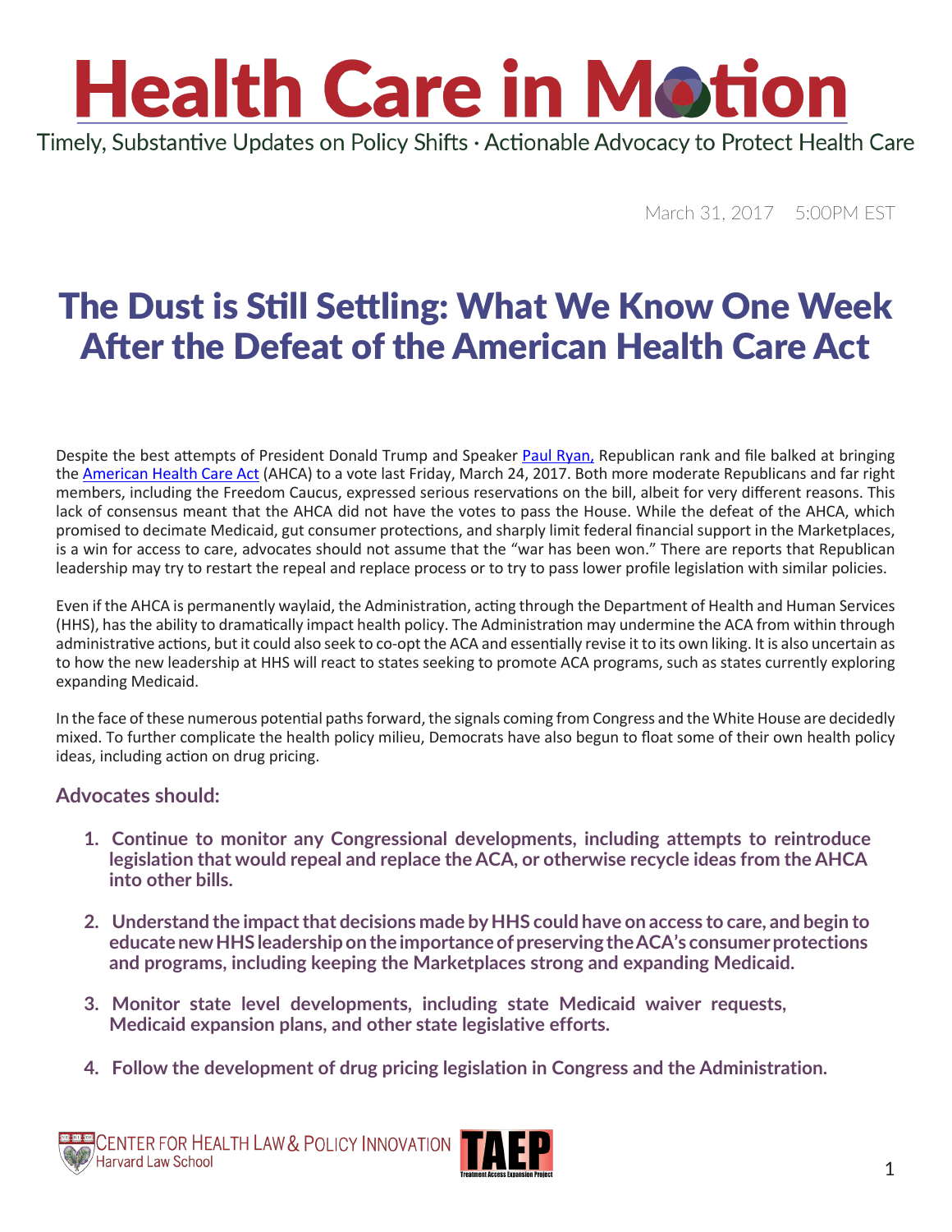# Health Care in Motion

Timely, Substantive Updates on Policy Shifts · Actionable Advocacy to Protect Health Care

March 31, 2017     5:00PM EST

## The Dust is Still Settling: What We Know One Week After the Defeat of the American Health Care Act

Despite the best attempts of President Donald Trump and Speaker Paul Ryan, Republican rank and file balked at bringing the American Health Care Act (AHCA) to a vote last Friday, March 24, 2017. Both more moderate Republicans and far right members, including the Freedom Caucus, expressed serious reservations on the bill, albeit for very different reasons. This lack of consensus meant that the AHCA did not have the votes to pass the House. While the defeat of the AHCA, which promised to decimate Medicaid, gut consumer protections, and sharply limit federal financial support in the Marketplaces, is a win for access to care, advocates should not assume that the "war has been won." There are reports that Republican leadership may try to restart the repeal and replace process or to try to pass lower profile legislation with similar policies.

Even if the AHCA is permanently waylaid, the Administration, acting through the Department of Health and Human Services (HHS), has the ability to dramatically impact health policy. The Administration may undermine the ACA from within through administrative actions, but it could also seek to co-opt the ACA and essentially revise it to its own liking. It is also uncertain as to how the new leadership at HHS will react to states seeking to promote ACA programs, such as states currently exploring expanding Medicaid.

In the face of these numerous potential paths forward, the signals coming from Congress and the White House are decidedly mixed. To further complicate the health policy milieu, Democrats have also begun to float some of their own health policy ideas, including action on drug pricing.

### Advocates should:

1. **Continue to monitor any Congressional developments, including attempts to reintroduce legislation that would repeal and replace the ACA, or otherwise recycle ideas from the AHCA into other bills.**

2. **Understand the impact that decisions made by HHS could have on access to care, and begin to educate new HHS leadership on the importance of preserving the ACA's consumer protections and programs, including keeping the Marketplaces strong and expanding Medicaid.**

3. **Monitor state level developments, including state Medicaid waiver requests, Medicaid expansion plans, and other state legislative efforts.**

4. **Follow the development of drug pricing legislation in Congress and the Administration.**

Center for Health Law & Policy Innovation, Harvard Law School · TAEP Treatment Access Expansion Project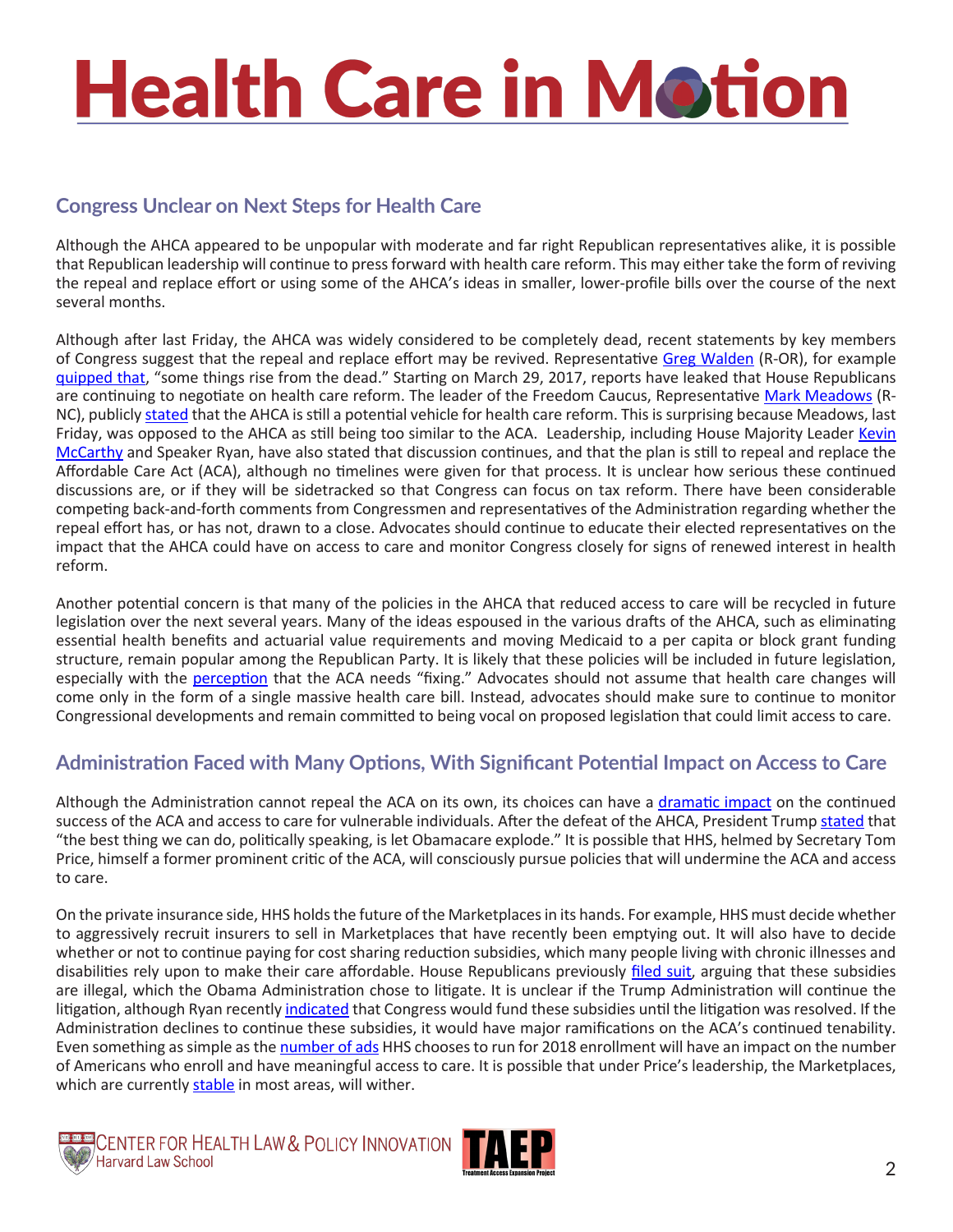## Congress Unclear on Next Steps for Health Care

Although the AHCA appeared to be unpopular with moderate and far right Republican representatives alike, it is possible that Republican leadership will continue to press forward with health care reform. This may either take the form of reviving the repeal and replace effort or using some of the AHCA's ideas in smaller, lower-profile bills over the course of the next several months.

Although after last Friday, the AHCA was widely considered to be completely dead, recent statements by key members of Congress suggest that the repeal and replace effort may be revived. Representative Greg Walden (R-OR), for example quipped that, "some things rise from the dead." Starting on March 29, 2017, reports have leaked that House Republicans are continuing to negotiate on health care reform. The leader of the Freedom Caucus, Representative Mark Meadows (R-NC), publicly stated that the AHCA is still a potential vehicle for health care reform. This is surprising because Meadows, last Friday, was opposed to the AHCA as still being too similar to the ACA. Leadership, including House Majority Leader Kevin McCarthy and Speaker Ryan, have also stated that discussion continues, and that the plan is still to repeal and replace the Affordable Care Act (ACA), although no timelines were given for that process. It is unclear how serious these continued discussions are, or if they will be sidetracked so that Congress can focus on tax reform. There have been considerable competing back-and-forth comments from Congressmen and representatives of the Administration regarding whether the repeal effort has, or has not, drawn to a close. Advocates should continue to educate their elected representatives on the impact that the AHCA could have on access to care and monitor Congress closely for signs of renewed interest in health reform.

Another potential concern is that many of the policies in the AHCA that reduced access to care will be recycled in future legislation over the next several years. Many of the ideas espoused in the various drafts of the AHCA, such as eliminating essential health benefits and actuarial value requirements and moving Medicaid to a per capita or block grant funding structure, remain popular among the Republican Party. It is likely that these policies will be included in future legislation, especially with the perception that the ACA needs "fixing." Advocates should not assume that health care changes will come only in the form of a single massive health care bill. Instead, advocates should make sure to continue to monitor Congressional developments and remain committed to being vocal on proposed legislation that could limit access to care.

## Administration Faced with Many Options, With Significant Potential Impact on Access to Care

Although the Administration cannot repeal the ACA on its own, its choices can have a dramatic impact on the continued success of the ACA and access to care for vulnerable individuals. After the defeat of the AHCA, President Trump stated that "the best thing we can do, politically speaking, is let Obamacare explode." It is possible that HHS, helmed by Secretary Tom Price, himself a former prominent critic of the ACA, will consciously pursue policies that will undermine the ACA and access to care.

On the private insurance side, HHS holds the future of the Marketplaces in its hands. For example, HHS must decide whether to aggressively recruit insurers to sell in Marketplaces that have recently been emptying out. It will also have to decide whether or not to continue paying for cost sharing reduction subsidies, which many people living with chronic illnesses and disabilities rely upon to make their care affordable. House Republicans previously filed suit, arguing that these subsidies are illegal, which the Obama Administration chose to litigate. It is unclear if the Trump Administration will continue the litigation, although Ryan recently indicated that Congress would fund these subsidies until the litigation was resolved. If the Administration declines to continue these subsidies, it would have major ramifications on the ACA's continued tenability. Even something as simple as the number of ads HHS chooses to run for 2018 enrollment will have an impact on the number of Americans who enroll and have meaningful access to care. It is possible that under Price's leadership, the Marketplaces, which are currently stable in most areas, will wither.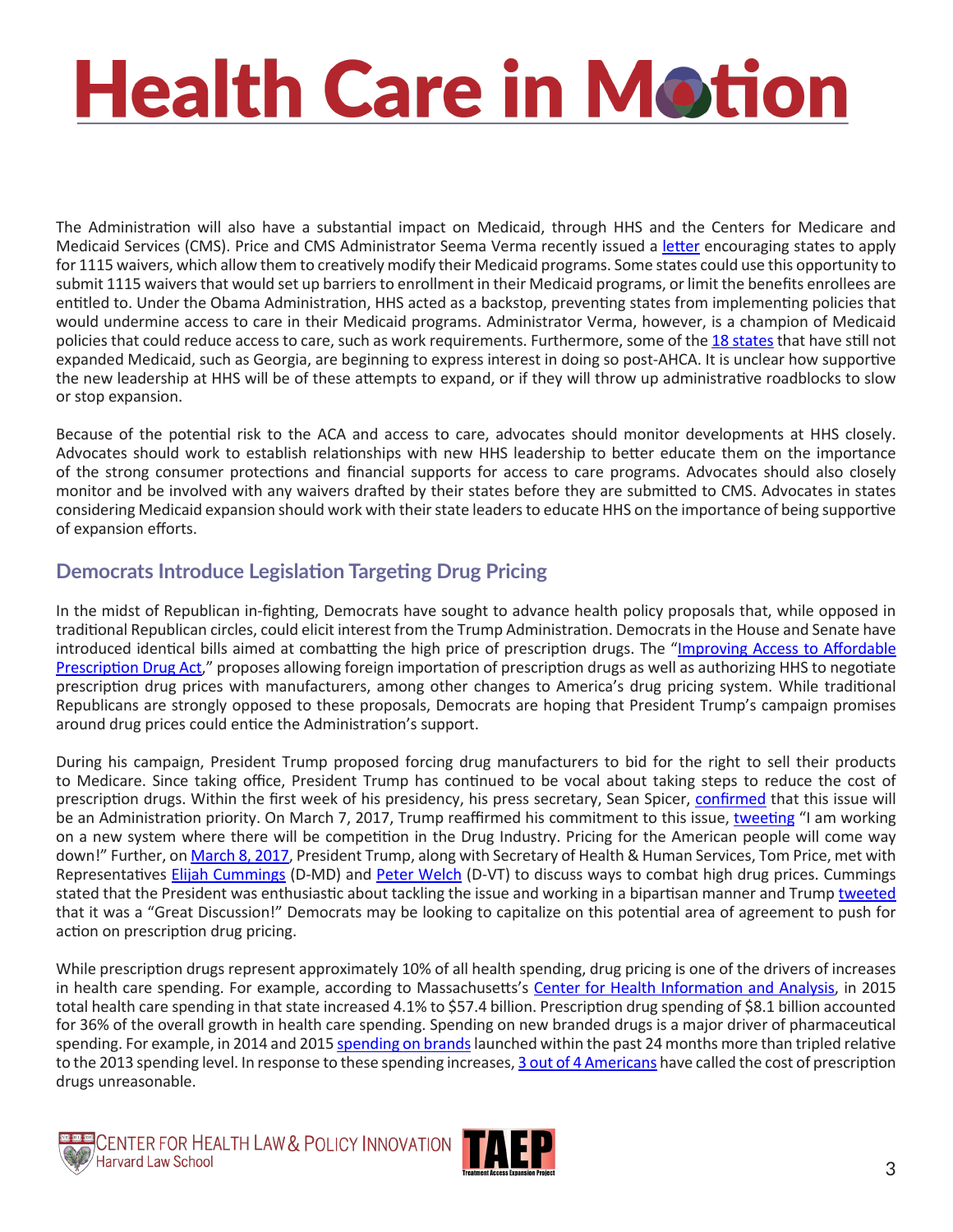The Administration will also have a substantial impact on Medicaid, through HHS and the Centers for Medicare and Medicaid Services (CMS). Price and CMS Administrator Seema Verma recently issued a letter encouraging states to apply for 1115 waivers, which allow them to creatively modify their Medicaid programs. Some states could use this opportunity to submit 1115 waivers that would set up barriers to enrollment in their Medicaid programs, or limit the benefits enrollees are entitled to. Under the Obama Administration, HHS acted as a backstop, preventing states from implementing policies that would undermine access to care in their Medicaid programs. Administrator Verma, however, is a champion of Medicaid policies that could reduce access to care, such as work requirements. Furthermore, some of the 18 states that have still not expanded Medicaid, such as Georgia, are beginning to express interest in doing so post-AHCA. It is unclear how supportive the new leadership at HHS will be of these attempts to expand, or if they will throw up administrative roadblocks to slow or stop expansion.

Because of the potential risk to the ACA and access to care, advocates should monitor developments at HHS closely. Advocates should work to establish relationships with new HHS leadership to better educate them on the importance of the strong consumer protections and financial supports for access to care programs. Advocates should also closely monitor and be involved with any waivers drafted by their states before they are submitted to CMS. Advocates in states considering Medicaid expansion should work with their state leaders to educate HHS on the importance of being supportive of expansion efforts.

## Democrats Introduce Legislation Targeting Drug Pricing

In the midst of Republican in-fighting, Democrats have sought to advance health policy proposals that, while opposed in traditional Republican circles, could elicit interest from the Trump Administration. Democrats in the House and Senate have introduced identical bills aimed at combatting the high price of prescription drugs. The "Improving Access to Affordable Prescription Drug Act," proposes allowing foreign importation of prescription drugs as well as authorizing HHS to negotiate prescription drug prices with manufacturers, among other changes to America's drug pricing system. While traditional Republicans are strongly opposed to these proposals, Democrats are hoping that President Trump's campaign promises around drug prices could entice the Administration's support.

During his campaign, President Trump proposed forcing drug manufacturers to bid for the right to sell their products to Medicare. Since taking office, President Trump has continued to be vocal about taking steps to reduce the cost of prescription drugs. Within the first week of his presidency, his press secretary, Sean Spicer, confirmed that this issue will be an Administration priority. On March 7, 2017, Trump reaffirmed his commitment to this issue, tweeting "I am working on a new system where there will be competition in the Drug Industry. Pricing for the American people will come way down!" Further, on March 8, 2017, President Trump, along with Secretary of Health & Human Services, Tom Price, met with Representatives Elijah Cummings (D-MD) and Peter Welch (D-VT) to discuss ways to combat high drug prices. Cummings stated that the President was enthusiastic about tackling the issue and working in a bipartisan manner and Trump tweeted that it was a "Great Discussion!" Democrats may be looking to capitalize on this potential area of agreement to push for action on prescription drug pricing.

While prescription drugs represent approximately 10% of all health spending, drug pricing is one of the drivers of increases in health care spending. For example, according to Massachusetts's Center for Health Information and Analysis, in 2015 total health care spending in that state increased 4.1% to $57.4 billion. Prescription drug spending of $8.1 billion accounted for 36% of the overall growth in health care spending. Spending on new branded drugs is a major driver of pharmaceutical spending. For example, in 2014 and 2015 spending on brands launched within the past 24 months more than tripled relative to the 2013 spending level. In response to these spending increases, 3 out of 4 Americans have called the cost of prescription drugs unreasonable.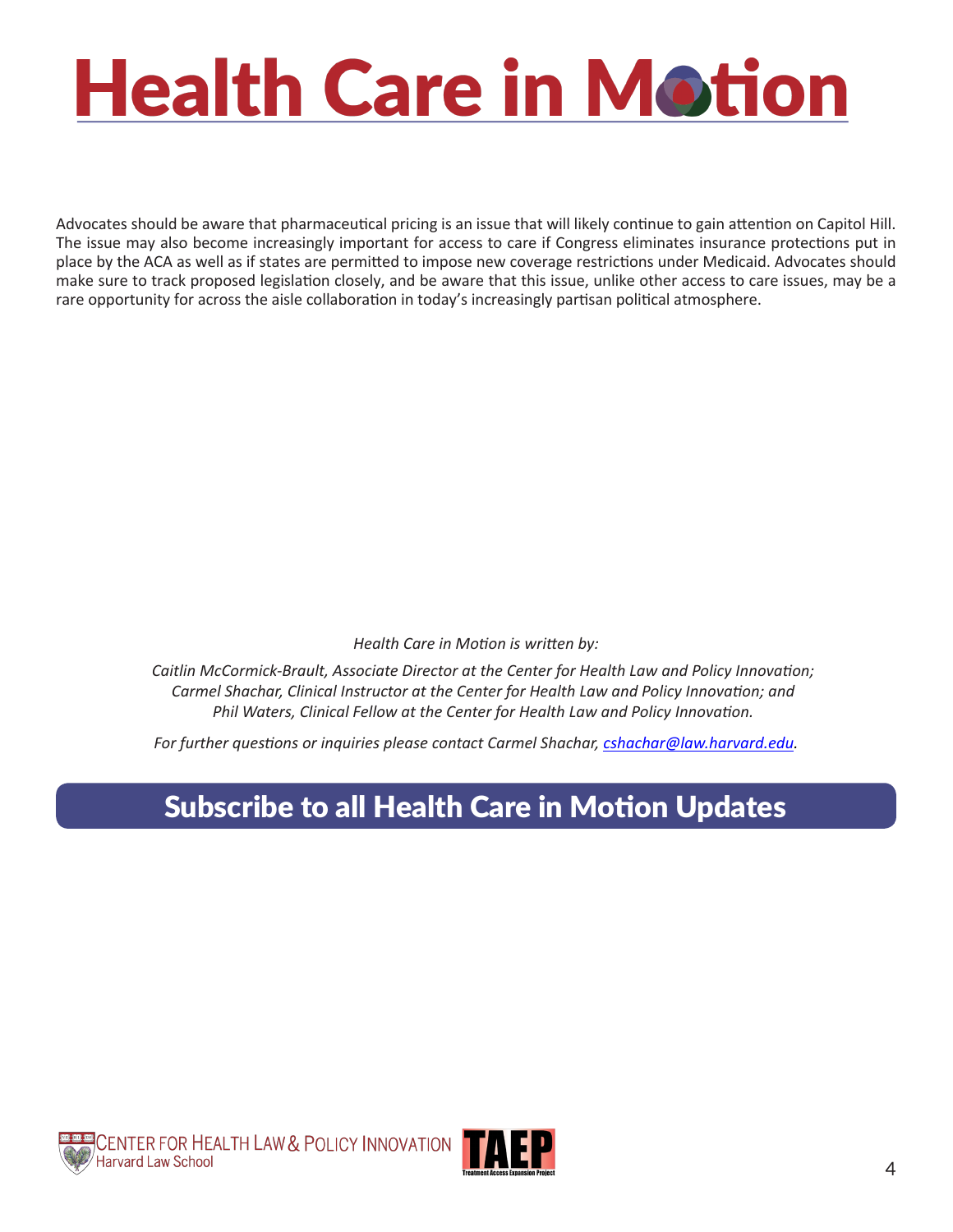# Health Care in Motion

Advocates should be aware that pharmaceutical pricing is an issue that will likely continue to gain attention on Capitol Hill. The issue may also become increasingly important for access to care if Congress eliminates insurance protections put in place by the ACA as well as if states are permitted to impose new coverage restrictions under Medicaid. Advocates should make sure to track proposed legislation closely, and be aware that this issue, unlike other access to care issues, may be a rare opportunity for across the aisle collaboration in today's increasingly partisan political atmosphere.

*Health Care in Motion is written by:*

*Caitlin McCormick-Brault, Associate Director at the Center for Health Law and Policy Innovation; Carmel Shachar, Clinical Instructor at the Center for Health Law and Policy Innovation; and Phil Waters, Clinical Fellow at the Center for Health Law and Policy Innovation.*

*For further questions or inquiries please contact Carmel Shachar, cshachar@law.harvard.edu.*

**Subscribe to all Health Care in Motion Updates**

Center for Health Law & Policy Innovation
Harvard Law School

TAEP
Treatment Access Expansion Project